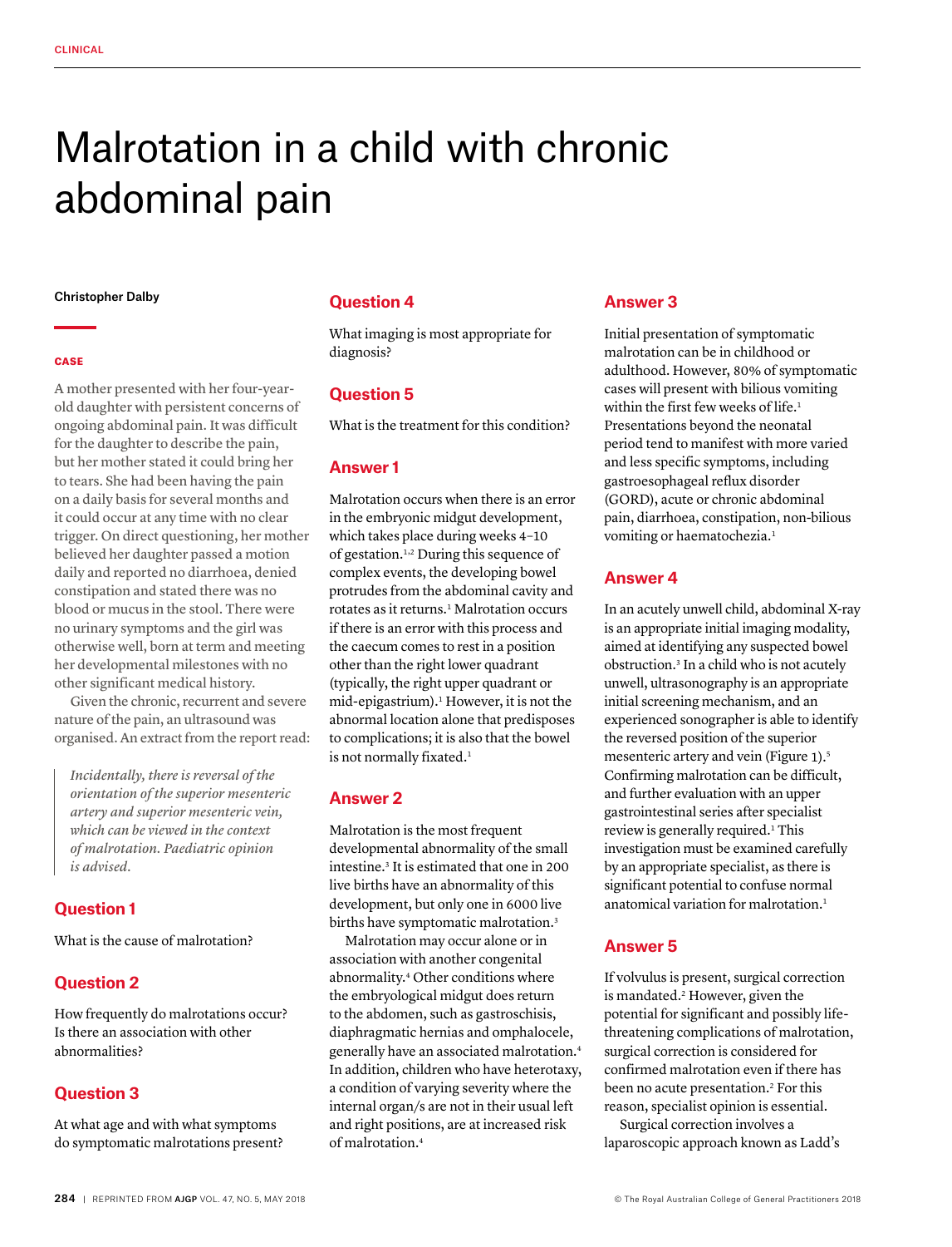# Malrotation in a child with chronic abdominal pain

**Christopher Dalby**

## CASE

A mother presented with her four-year-old daughter with persistent concerns of ongoing abdominal pain. It was difficult for the daughter to describe the pain, but her mother stated it could bring her to tears. She had been having the pain on a daily basis for several months and it could occur at any time with no clear trigger. On direct questioning, her mother believed her daughter passed a motion daily and reported no diarrhoea, denied constipation and stated there was no blood or mucus in the stool. There were no urinary symptoms and the girl was otherwise well, born at term and meeting her developmental milestones with no other significant medical history.

Given the chronic, recurrent and severe nature of the pain, an ultrasound was organised. An extract from the report read:

> *Incidentally, there is reversal of the orientation of the superior mesenteric artery and superior mesenteric vein, which can be viewed in the context of malrotation. Paediatric opinion is advised.*

## Question 1

What is the cause of malrotation?

## Question 2

How frequently do malrotations occur? Is there an association with other abnormalities?

## Question 3

At what age and with what symptoms do symptomatic malrotations present?

## Question 4

What imaging is most appropriate for diagnosis?

## Question 5

What is the treatment for this condition?

## Answer 1

Malrotation occurs when there is an error in the embryonic midgut development, which takes place during weeks 4–10 of gestation.[1,2] During this sequence of complex events, the developing bowel protrudes from the abdominal cavity and rotates as it returns.[1] Malrotation occurs if there is an error with this process and the caecum comes to rest in a position other than the right lower quadrant (typically, the right upper quadrant or mid-epigastrium).[1] However, it is not the abnormal location alone that predisposes to complications; it is also that the bowel is not normally fixated.[1]

## Answer 2

Malrotation is the most frequent developmental abnormality of the small intestine.[3] It is estimated that one in 200 live births have an abnormality of this development, but only one in 6000 live births have symptomatic malrotation.[3]

Malrotation may occur alone or in association with another congenital abnormality.[4] Other conditions where the embryological midgut does return to the abdomen, such as gastroschisis, diaphragmatic hernias and omphalocele, generally have an associated malrotation.[4] In addition, children who have heterotaxy, a condition of varying severity where the internal organ/s are not in their usual left and right positions, are at increased risk of malrotation.[4]

## Answer 3

Initial presentation of symptomatic malrotation can be in childhood or adulthood. However, 80% of symptomatic cases will present with bilious vomiting within the first few weeks of life.[1] Presentations beyond the neonatal period tend to manifest with more varied and less specific symptoms, including gastroesophageal reflux disorder (GORD), acute or chronic abdominal pain, diarrhoea, constipation, non-bilious vomiting or haematochezia.[1]

## Answer 4

In an acutely unwell child, abdominal X-ray is an appropriate initial imaging modality, aimed at identifying any suspected bowel obstruction.[3] In a child who is not acutely unwell, ultrasonography is an appropriate initial screening mechanism, and an experienced sonographer is able to identify the reversed position of the superior mesenteric artery and vein (Figure 1).[5] Confirming malrotation can be difficult, and further evaluation with an upper gastrointestinal series after specialist review is generally required.[1] This investigation must be examined carefully by an appropriate specialist, as there is significant potential to confuse normal anatomical variation for malrotation.[1]

## Answer 5

If volvulus is present, surgical correction is mandated.[2] However, given the potential for significant and possibly life-threatening complications of malrotation, surgical correction is considered for confirmed malrotation even if there has been no acute presentation.[2] For this reason, specialist opinion is essential.

Surgical correction involves a laparoscopic approach known as Ladd's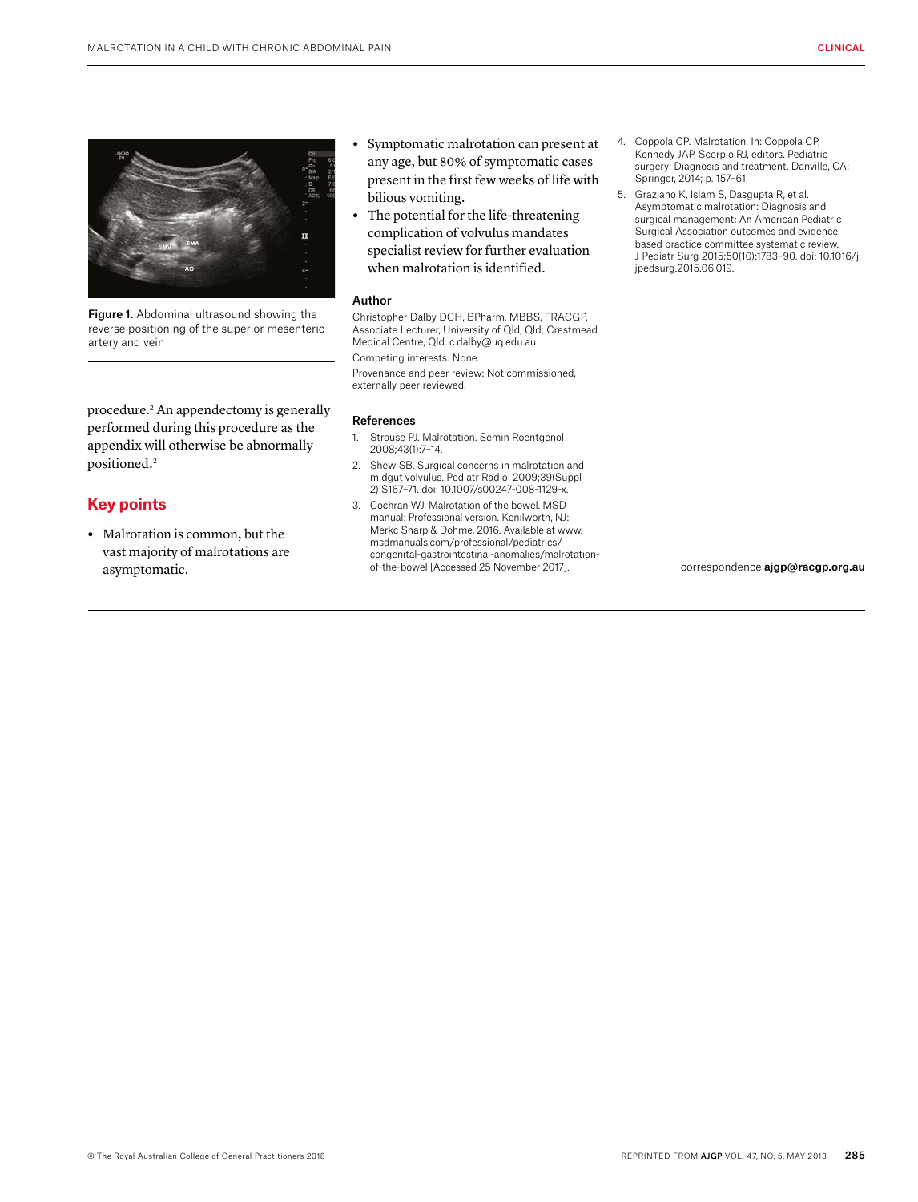Figure 1. Abdominal ultrasound showing the reverse positioning of the superior mesenteric artery and vein

procedure.[2] An appendectomy is generally performed during this procedure as the appendix will otherwise be abnormally positioned.[2]

## Key points

- Malrotation is common, but the vast majority of malrotations are asymptomatic.
- Symptomatic malrotation can present at any age, but 80% of symptomatic cases present in the first few weeks of life with bilious vomiting.
- The potential for the life-threatening complication of volvulus mandates specialist review for further evaluation when malrotation is identified.

### Author

Christopher Dalby DCH, BPharm, MBBS, FRACGP, Associate Lecturer, University of Qld, Qld; Crestmead Medical Centre, Qld. c.dalby@uq.edu.au

Competing interests: None.

Provenance and peer review: Not commissioned, externally peer reviewed.

### References

1. Strouse PJ. Malrotation. Semin Roentgenol 2008;43(1):7–14.
2. Shew SB. Surgical concerns in malrotation and midgut volvulus. Pediatr Radiol 2009;39(Suppl 2):S167–71. doi: 10.1007/s00247-008-1129-x.
3. Cochran WJ. Malrotation of the bowel. MSD manual: Professional version. Kenilworth, NJ: Merkc Sharp & Dohme, 2016. Available at www.msdmanuals.com/professional/pediatrics/congenital-gastrointestinal-anomalies/malrotation-of-the-bowel [Accessed 25 November 2017].
4. Coppola CP. Malrotation. In: Coppola CP, Kennedy JAP, Scorpio RJ, editors. Pediatric surgery: Diagnosis and treatment. Danville, CA: Springer, 2014; p. 157–61.
5. Graziano K, Islam S, Dasgupta R, et al. Asymptomatic malrotation: Diagnosis and surgical management: An American Pediatric Surgical Association outcomes and evidence based practice committee systematic review. J Pediatr Surg 2015;50(10):1783–90. doi: 10.1016/j.jpedsurg.2015.06.019.

correspondence **ajgp@racgp.org.au**